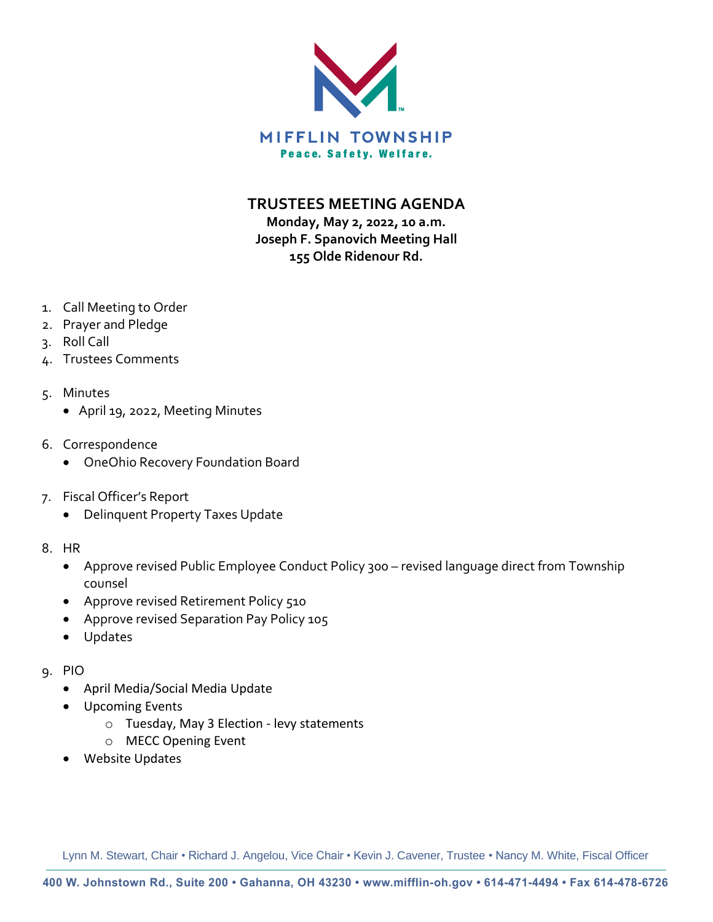MIFFLIN TOWNSHIP

Peace. Safety. Welfare.

# TRUSTEES MEETING AGENDA

**Monday, May 2, 2022, 10 a.m.**
**Joseph F. Spanovich Meeting Hall**
**155 Olde Ridenour Rd.**

1. Call Meeting to Order
2. Prayer and Pledge
3. Roll Call
4. Trustees Comments
5. Minutes
   - April 19, 2022, Meeting Minutes
6. Correspondence
   - OneOhio Recovery Foundation Board
7. Fiscal Officer's Report
   - Delinquent Property Taxes Update
8. HR
   - Approve revised Public Employee Conduct Policy 300 – revised language direct from Township counsel
   - Approve revised Retirement Policy 510
   - Approve revised Separation Pay Policy 105
   - Updates
9. PIO
   - April Media/Social Media Update
   - Upcoming Events
     - Tuesday, May 3 Election - levy statements
     - MECC Opening Event
   - Website Updates

Lynn M. Stewart, Chair • Richard J. Angelou, Vice Chair • Kevin J. Cavener, Trustee • Nancy M. White, Fiscal Officer

400 W. Johnstown Rd., Suite 200 • Gahanna, OH 43230 • www.mifflin-oh.gov • 614-471-4494 • Fax 614-478-6726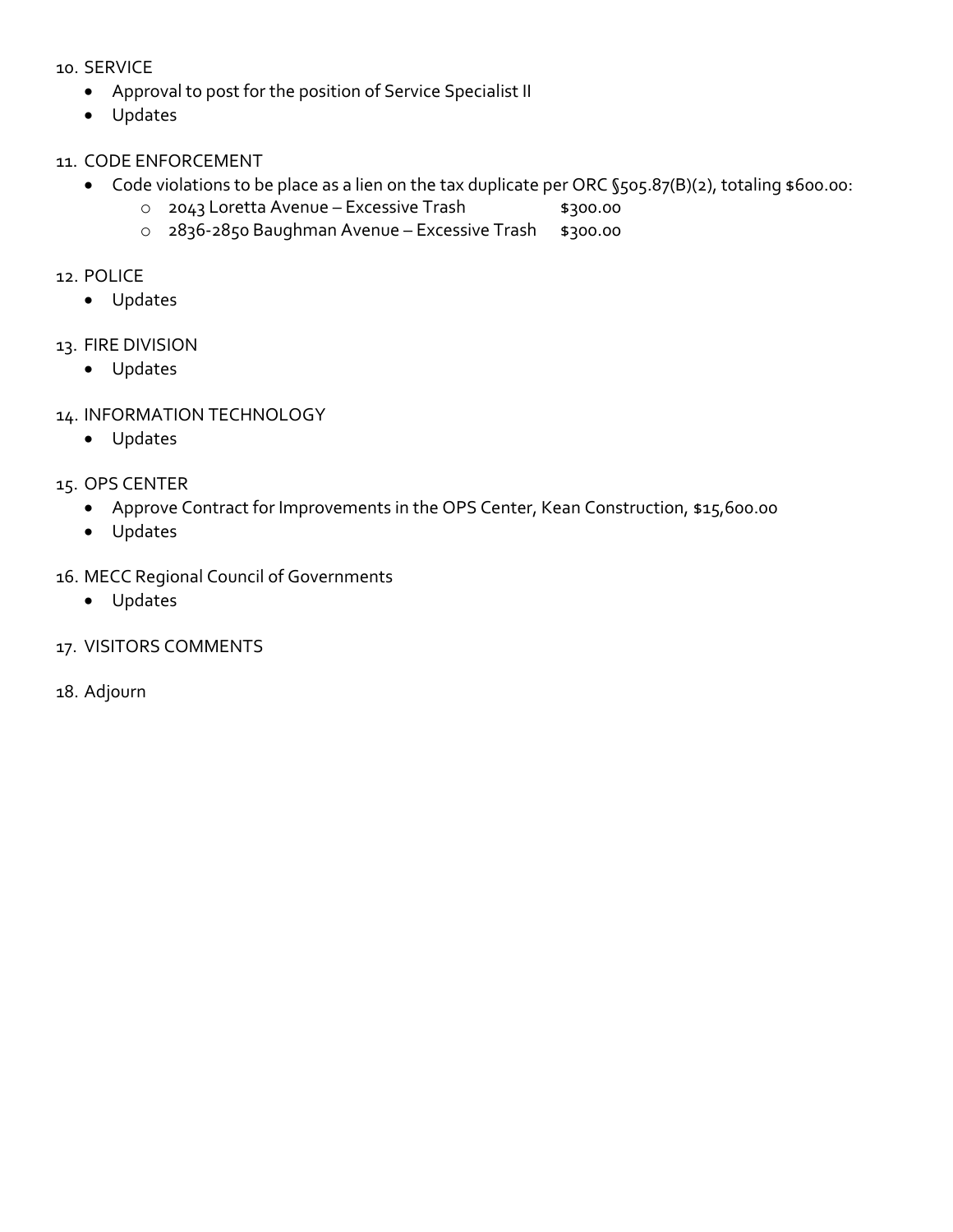10. SERVICE
    - Approval to post for the position of Service Specialist II
    - Updates

11. CODE ENFORCEMENT
    - Code violations to be place as a lien on the tax duplicate per ORC §505.87(B)(2), totaling $600.00:
        - 2043 Loretta Avenue – Excessive Trash $300.00
        - 2836-2850 Baughman Avenue – Excessive Trash $300.00

12. POLICE
    - Updates

13. FIRE DIVISION
    - Updates

14. INFORMATION TECHNOLOGY
    - Updates

15. OPS CENTER
    - Approve Contract for Improvements in the OPS Center, Kean Construction, $15,600.00
    - Updates

16. MECC Regional Council of Governments
    - Updates

17. VISITORS COMMENTS

18. Adjourn